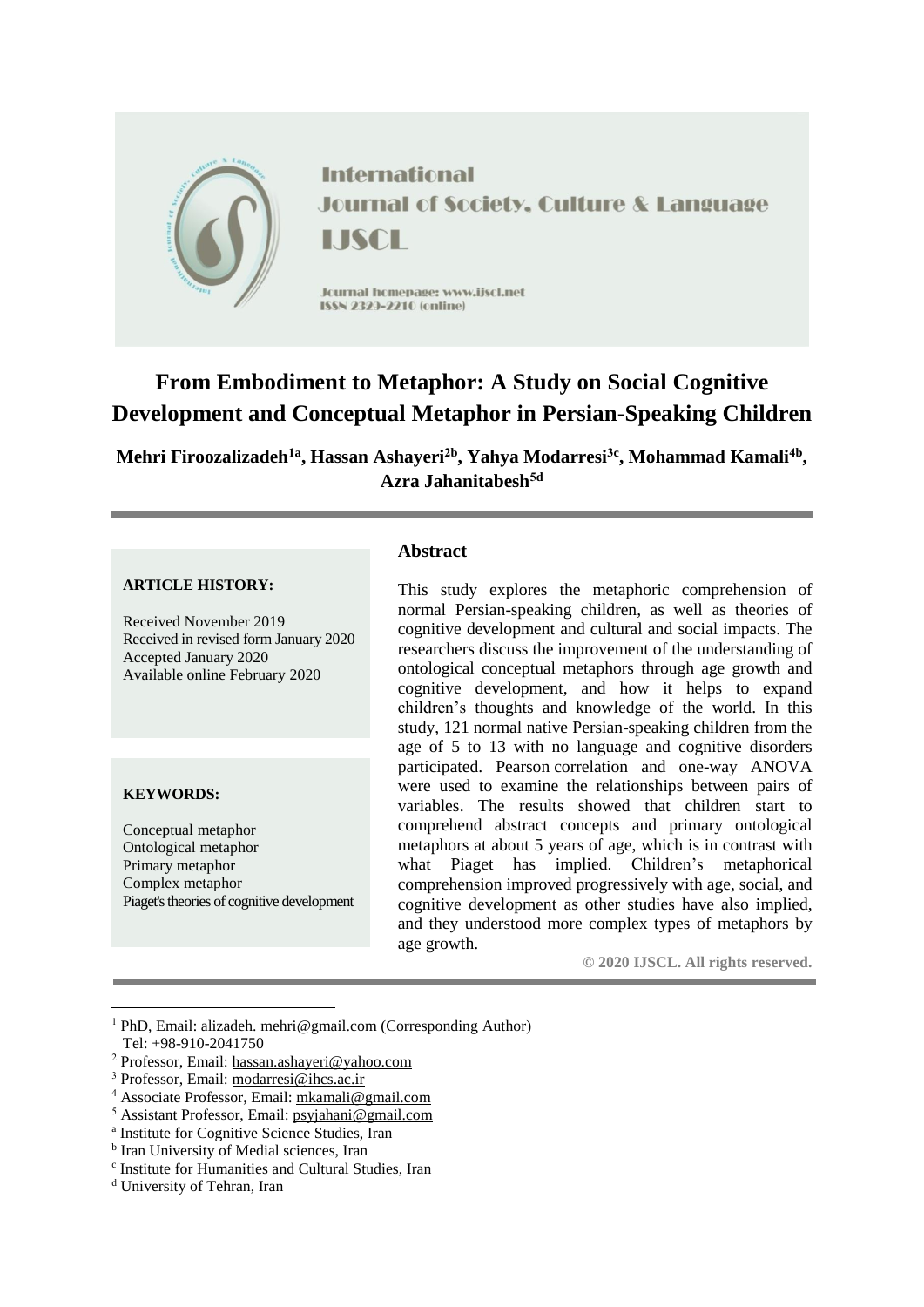International Journal of Society, Culture & Language

IJSCL

Journal homepage: www.ijscl.net

ISSN 2329-2210 (online)

# From Embodiment to Metaphor: A Study on Social Cognitive Development and Conceptual Metaphor in Persian-Speaking Children

**Mehri Firoozalizadeh[1a], Hassan Ashayeri[2b], Yahya Modarresi[3c], Mohammad Kamali[4b], Azra Jahanitabesh[5d]**

**ARTICLE HISTORY:**

Received November 2019
Received in revised form January 2020
Accepted January 2020
Available online February 2020

**KEYWORDS:**

Conceptual metaphor
Ontological metaphor
Primary metaphor
Complex metaphor
Piaget's theories of cognitive development

## Abstract

This study explores the metaphoric comprehension of normal Persian-speaking children, as well as theories of cognitive development and cultural and social impacts. The researchers discuss the improvement of the understanding of ontological conceptual metaphors through age growth and cognitive development, and how it helps to expand children's thoughts and knowledge of the world. In this study, 121 normal native Persian-speaking children from the age of 5 to 13 with no language and cognitive disorders participated. Pearson correlation and one-way ANOVA were used to examine the relationships between pairs of variables. The results showed that children start to comprehend abstract concepts and primary ontological metaphors at about 5 years of age, which is in contrast with what Piaget has implied. Children's metaphorical comprehension improved progressively with age, social, and cognitive development as other studies have also implied, and they understood more complex types of metaphors by age growth.

**© 2020 IJSCL. All rights reserved.**

---

[1] PhD, Email: alizadeh. mehri@gmail.com (Corresponding Author)
Tel: +98-910-2041750

[2] Professor, Email: hassan.ashayeri@yahoo.com

[3] Professor, Email: modarresi@ihcs.ac.ir

[4] Associate Professor, Email: mkamali@gmail.com

[5] Assistant Professor, Email: psyjahani@gmail.com

[a] Institute for Cognitive Science Studies, Iran

[b] Iran University of Medial sciences, Iran

[c] Institute for Humanities and Cultural Studies, Iran

[d] University of Tehran, Iran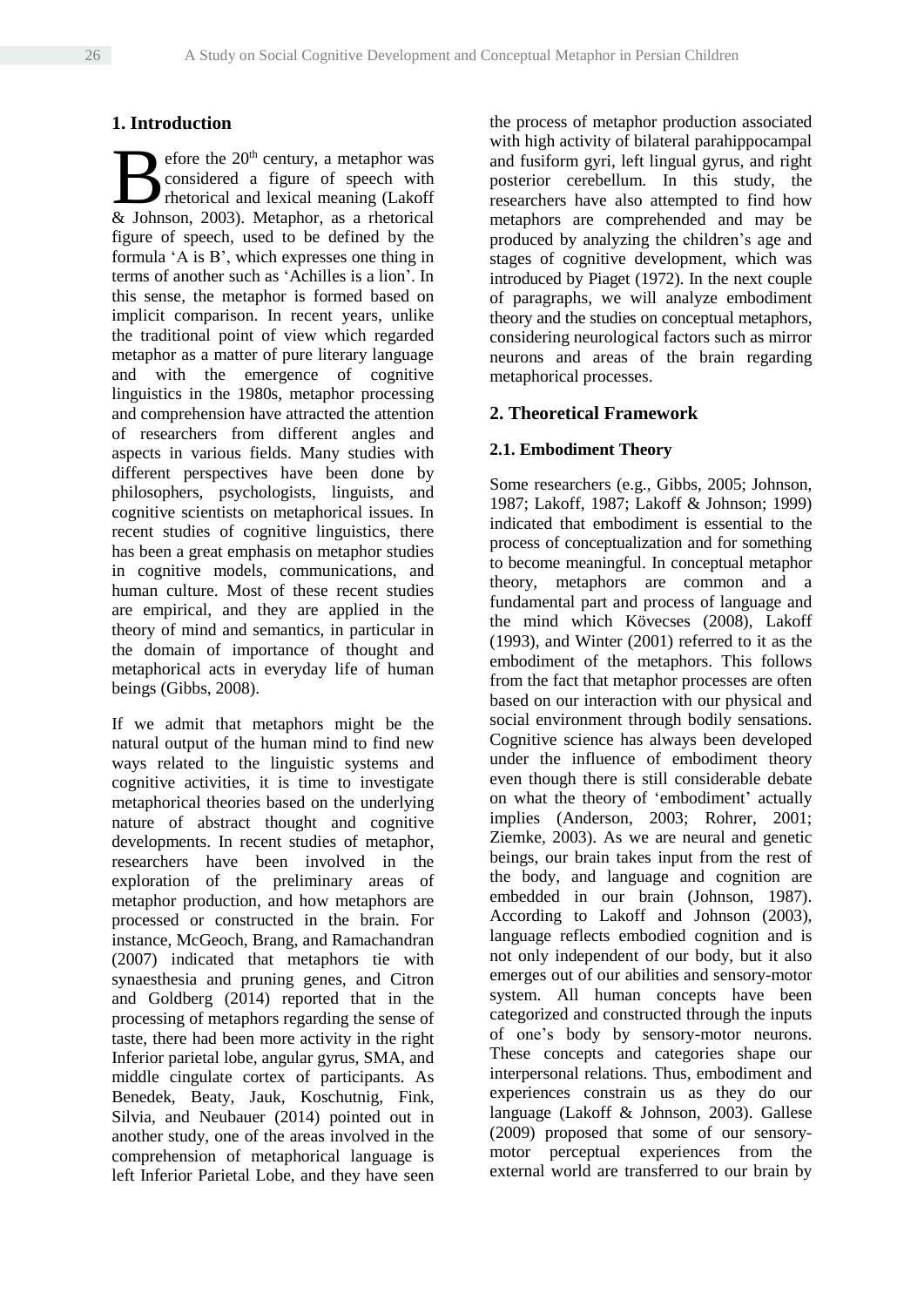## 1. Introduction

Before the 20th century, a metaphor was considered a figure of speech with rhetorical and lexical meaning (Lakoff & Johnson, 2003). Metaphor, as a rhetorical figure of speech, used to be defined by the formula 'A is B', which expresses one thing in terms of another such as 'Achilles is a lion'. In this sense, the metaphor is formed based on implicit comparison. In recent years, unlike the traditional point of view which regarded metaphor as a matter of pure literary language and with the emergence of cognitive linguistics in the 1980s, metaphor processing and comprehension have attracted the attention of researchers from different angles and aspects in various fields. Many studies with different perspectives have been done by philosophers, psychologists, linguists, and cognitive scientists on metaphorical issues. In recent studies of cognitive linguistics, there has been a great emphasis on metaphor studies in cognitive models, communications, and human culture. Most of these recent studies are empirical, and they are applied in the theory of mind and semantics, in particular in the domain of importance of thought and metaphorical acts in everyday life of human beings (Gibbs, 2008).

If we admit that metaphors might be the natural output of the human mind to find new ways related to the linguistic systems and cognitive activities, it is time to investigate metaphorical theories based on the underlying nature of abstract thought and cognitive developments. In recent studies of metaphor, researchers have been involved in the exploration of the preliminary areas of metaphor production, and how metaphors are processed or constructed in the brain. For instance, McGeoch, Brang, and Ramachandran (2007) indicated that metaphors tie with synaesthesia and pruning genes, and Citron and Goldberg (2014) reported that in the processing of metaphors regarding the sense of taste, there had been more activity in the right Inferior parietal lobe, angular gyrus, SMA, and middle cingulate cortex of participants. As Benedek, Beaty, Jauk, Koschutnig, Fink, Silvia, and Neubauer (2014) pointed out in another study, one of the areas involved in the comprehension of metaphorical language is left Inferior Parietal Lobe, and they have seen the process of metaphor production associated with high activity of bilateral parahippocampal and fusiform gyri, left lingual gyrus, and right posterior cerebellum. In this study, the researchers have also attempted to find how metaphors are comprehended and may be produced by analyzing the children's age and stages of cognitive development, which was introduced by Piaget (1972). In the next couple of paragraphs, we will analyze embodiment theory and the studies on conceptual metaphors, considering neurological factors such as mirror neurons and areas of the brain regarding metaphorical processes.

## 2. Theoretical Framework

### 2.1. Embodiment Theory

Some researchers (e.g., Gibbs, 2005; Johnson, 1987; Lakoff, 1987; Lakoff & Johnson; 1999) indicated that embodiment is essential to the process of conceptualization and for something to become meaningful. In conceptual metaphor theory, metaphors are common and a fundamental part and process of language and the mind which Kövecses (2008), Lakoff (1993), and Winter (2001) referred to it as the embodiment of the metaphors. This follows from the fact that metaphor processes are often based on our interaction with our physical and social environment through bodily sensations. Cognitive science has always been developed under the influence of embodiment theory even though there is still considerable debate on what the theory of 'embodiment' actually implies (Anderson, 2003; Rohrer, 2001; Ziemke, 2003). As we are neural and genetic beings, our brain takes input from the rest of the body, and language and cognition are embedded in our brain (Johnson, 1987). According to Lakoff and Johnson (2003), language reflects embodied cognition and is not only independent of our body, but it also emerges out of our abilities and sensory-motor system. All human concepts have been categorized and constructed through the inputs of one's body by sensory-motor neurons. These concepts and categories shape our interpersonal relations. Thus, embodiment and experiences constrain us as they do our language (Lakoff & Johnson, 2003). Gallese (2009) proposed that some of our sensory-motor perceptual experiences from the external world are transferred to our brain by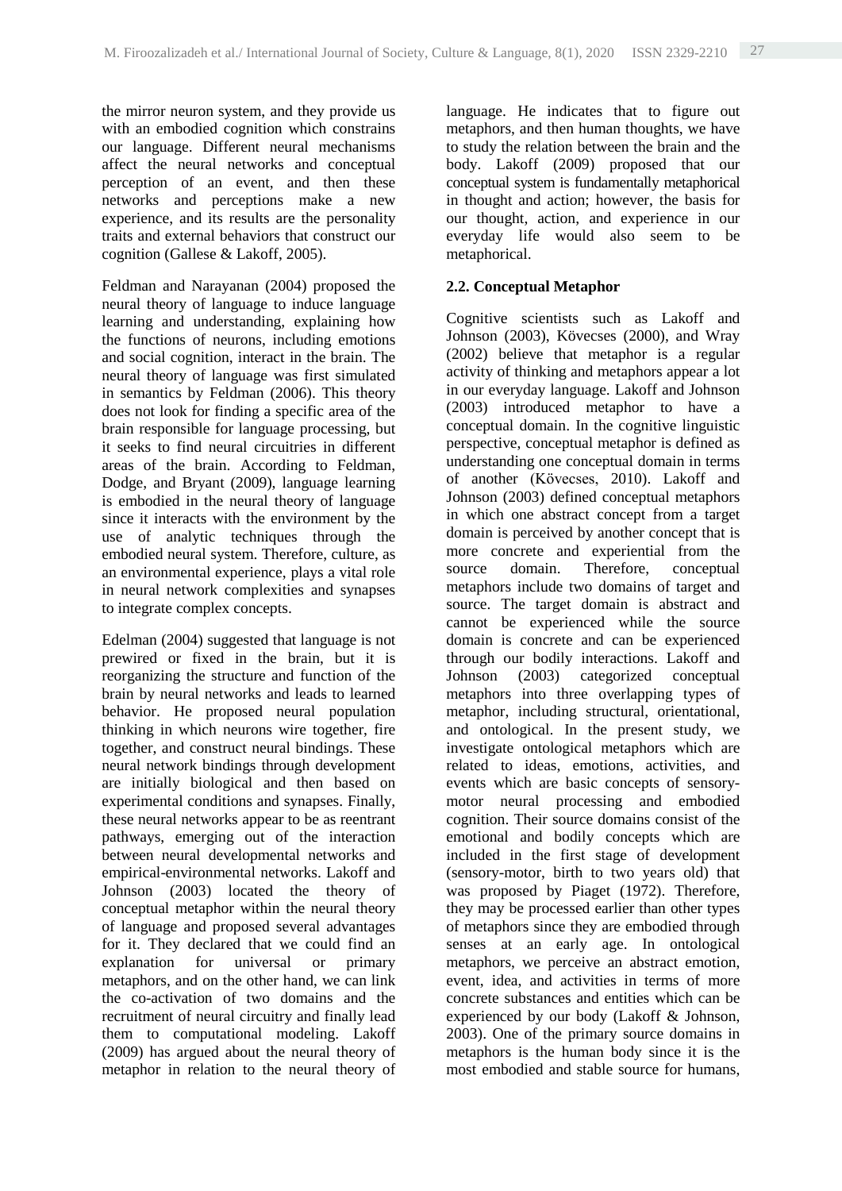the mirror neuron system, and they provide us with an embodied cognition which constrains our language. Different neural mechanisms affect the neural networks and conceptual perception of an event, and then these networks and perceptions make a new experience, and its results are the personality traits and external behaviors that construct our cognition (Gallese & Lakoff, 2005).

Feldman and Narayanan (2004) proposed the neural theory of language to induce language learning and understanding, explaining how the functions of neurons, including emotions and social cognition, interact in the brain. The neural theory of language was first simulated in semantics by Feldman (2006). This theory does not look for finding a specific area of the brain responsible for language processing, but it seeks to find neural circuitries in different areas of the brain. According to Feldman, Dodge, and Bryant (2009), language learning is embodied in the neural theory of language since it interacts with the environment by the use of analytic techniques through the embodied neural system. Therefore, culture, as an environmental experience, plays a vital role in neural network complexities and synapses to integrate complex concepts.

Edelman (2004) suggested that language is not prewired or fixed in the brain, but it is reorganizing the structure and function of the brain by neural networks and leads to learned behavior. He proposed neural population thinking in which neurons wire together, fire together, and construct neural bindings. These neural network bindings through development are initially biological and then based on experimental conditions and synapses. Finally, these neural networks appear to be as reentrant pathways, emerging out of the interaction between neural developmental networks and empirical-environmental networks. Lakoff and Johnson (2003) located the theory of conceptual metaphor within the neural theory of language and proposed several advantages for it. They declared that we could find an explanation for universal or primary metaphors, and on the other hand, we can link the co-activation of two domains and the recruitment of neural circuitry and finally lead them to computational modeling. Lakoff (2009) has argued about the neural theory of metaphor in relation to the neural theory of language. He indicates that to figure out metaphors, and then human thoughts, we have to study the relation between the brain and the body. Lakoff (2009) proposed that our conceptual system is fundamentally metaphorical in thought and action; however, the basis for our thought, action, and experience in our everyday life would also seem to be metaphorical.

### 2.2. Conceptual Metaphor

Cognitive scientists such as Lakoff and Johnson (2003), Kövecses (2000), and Wray (2002) believe that metaphor is a regular activity of thinking and metaphors appear a lot in our everyday language. Lakoff and Johnson (2003) introduced metaphor to have a conceptual domain. In the cognitive linguistic perspective, conceptual metaphor is defined as understanding one conceptual domain in terms of another (Kövecses, 2010). Lakoff and Johnson (2003) defined conceptual metaphors in which one abstract concept from a target domain is perceived by another concept that is more concrete and experiential from the source domain. Therefore, conceptual metaphors include two domains of target and source. The target domain is abstract and cannot be experienced while the source domain is concrete and can be experienced through our bodily interactions. Lakoff and Johnson (2003) categorized conceptual metaphors into three overlapping types of metaphor, including structural, orientational, and ontological. In the present study, we investigate ontological metaphors which are related to ideas, emotions, activities, and events which are basic concepts of sensory-motor neural processing and embodied cognition. Their source domains consist of the emotional and bodily concepts which are included in the first stage of development (sensory-motor, birth to two years old) that was proposed by Piaget (1972). Therefore, they may be processed earlier than other types of metaphors since they are embodied through senses at an early age. In ontological metaphors, we perceive an abstract emotion, event, idea, and activities in terms of more concrete substances and entities which can be experienced by our body (Lakoff & Johnson, 2003). One of the primary source domains in metaphors is the human body since it is the most embodied and stable source for humans,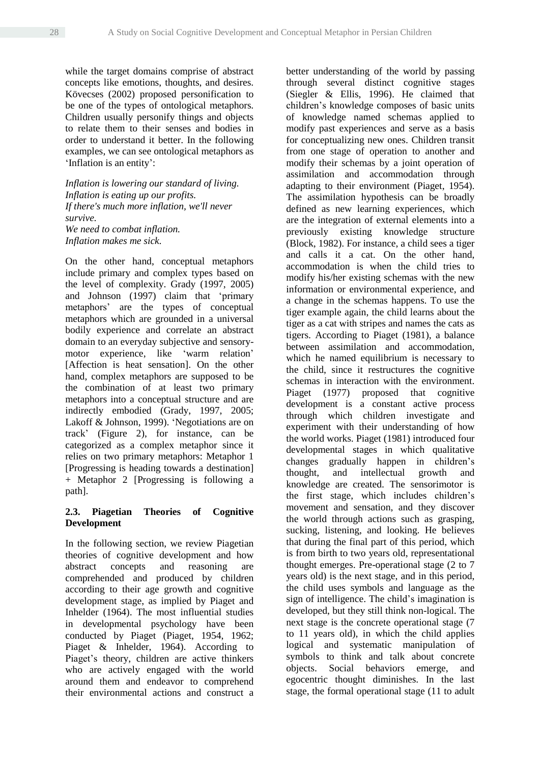while the target domains comprise of abstract concepts like emotions, thoughts, and desires. Kövecses (2002) proposed personification to be one of the types of ontological metaphors. Children usually personify things and objects to relate them to their senses and bodies in order to understand it better. In the following examples, we can see ontological metaphors as 'Inflation is an entity':

*Inflation is lowering our standard of living.*
*Inflation is eating up our profits.*
*If there's much more inflation, we'll never survive.*
*We need to combat inflation.*
*Inflation makes me sick.*

On the other hand, conceptual metaphors include primary and complex types based on the level of complexity. Grady (1997, 2005) and Johnson (1997) claim that 'primary metaphors' are the types of conceptual metaphors which are grounded in a universal bodily experience and correlate an abstract domain to an everyday subjective and sensory-motor experience, like 'warm relation' [Affection is heat sensation]. On the other hand, complex metaphors are supposed to be the combination of at least two primary metaphors into a conceptual structure and are indirectly embodied (Grady, 1997, 2005; Lakoff & Johnson, 1999). 'Negotiations are on track' (Figure 2), for instance, can be categorized as a complex metaphor since it relies on two primary metaphors: Metaphor 1 [Progressing is heading towards a destination] + Metaphor 2 [Progressing is following a path].

### 2.3. Piagetian Theories of Cognitive Development

In the following section, we review Piagetian theories of cognitive development and how abstract concepts and reasoning are comprehended and produced by children according to their age growth and cognitive development stage, as implied by Piaget and Inhelder (1964). The most influential studies in developmental psychology have been conducted by Piaget (Piaget, 1954, 1962; Piaget & Inhelder, 1964). According to Piaget's theory, children are active thinkers who are actively engaged with the world around them and endeavor to comprehend their environmental actions and construct a better understanding of the world by passing through several distinct cognitive stages (Siegler & Ellis, 1996). He claimed that children's knowledge composes of basic units of knowledge named schemas applied to modify past experiences and serve as a basis for conceptualizing new ones. Children transit from one stage of operation to another and modify their schemas by a joint operation of assimilation and accommodation through adapting to their environment (Piaget, 1954). The assimilation hypothesis can be broadly defined as new learning experiences, which are the integration of external elements into a previously existing knowledge structure (Block, 1982). For instance, a child sees a tiger and calls it a cat. On the other hand, accommodation is when the child tries to modify his/her existing schemas with the new information or environmental experience, and a change in the schemas happens. To use the tiger example again, the child learns about the tiger as a cat with stripes and names the cats as tigers. According to Piaget (1981), a balance between assimilation and accommodation, which he named equilibrium is necessary to the child, since it restructures the cognitive schemas in interaction with the environment. Piaget (1977) proposed that cognitive development is a constant active process through which children investigate and experiment with their understanding of how the world works. Piaget (1981) introduced four developmental stages in which qualitative changes gradually happen in children's thought, and intellectual growth and knowledge are created. The sensorimotor is the first stage, which includes children's movement and sensation, and they discover the world through actions such as grasping, sucking, listening, and looking. He believes that during the final part of this period, which is from birth to two years old, representational thought emerges. Pre-operational stage (2 to 7 years old) is the next stage, and in this period, the child uses symbols and language as the sign of intelligence. The child's imagination is developed, but they still think non-logical. The next stage is the concrete operational stage (7 to 11 years old), in which the child applies logical and systematic manipulation of symbols to think and talk about concrete objects. Social behaviors emerge, and egocentric thought diminishes. In the last stage, the formal operational stage (11 to adult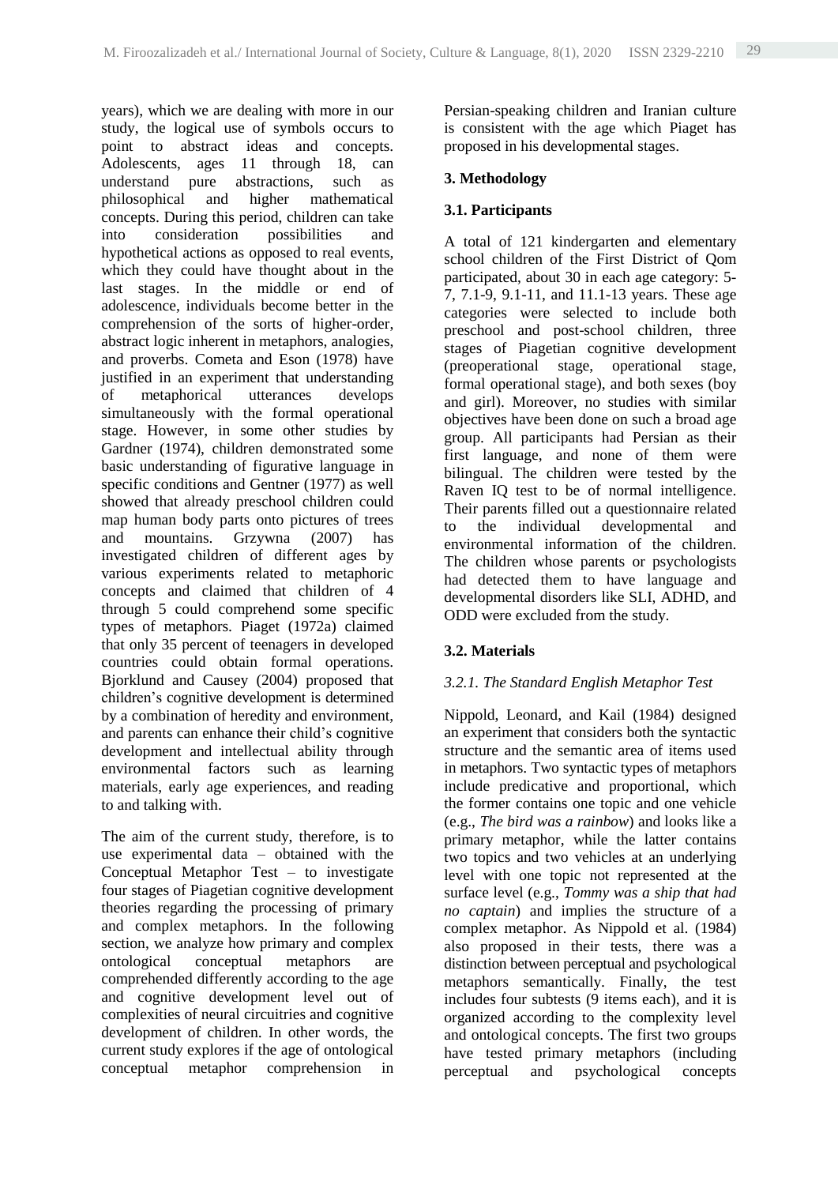years), which we are dealing with more in our study, the logical use of symbols occurs to point to abstract ideas and concepts. Adolescents, ages 11 through 18, can understand pure abstractions, such as philosophical and higher mathematical concepts. During this period, children can take into consideration possibilities and hypothetical actions as opposed to real events, which they could have thought about in the last stages. In the middle or end of adolescence, individuals become better in the comprehension of the sorts of higher-order, abstract logic inherent in metaphors, analogies, and proverbs. Cometa and Eson (1978) have justified in an experiment that understanding of metaphorical utterances develops simultaneously with the formal operational stage. However, in some other studies by Gardner (1974), children demonstrated some basic understanding of figurative language in specific conditions and Gentner (1977) as well showed that already preschool children could map human body parts onto pictures of trees and mountains. Grzywna (2007) has investigated children of different ages by various experiments related to metaphoric concepts and claimed that children of 4 through 5 could comprehend some specific types of metaphors. Piaget (1972a) claimed that only 35 percent of teenagers in developed countries could obtain formal operations. Bjorklund and Causey (2004) proposed that children's cognitive development is determined by a combination of heredity and environment, and parents can enhance their child's cognitive development and intellectual ability through environmental factors such as learning materials, early age experiences, and reading to and talking with.

The aim of the current study, therefore, is to use experimental data – obtained with the Conceptual Metaphor Test – to investigate four stages of Piagetian cognitive development theories regarding the processing of primary and complex metaphors. In the following section, we analyze how primary and complex ontological conceptual metaphors are comprehended differently according to the age and cognitive development level out of complexities of neural circuitries and cognitive development of children. In other words, the current study explores if the age of ontological conceptual metaphor comprehension in Persian-speaking children and Iranian culture is consistent with the age which Piaget has proposed in his developmental stages.

## 3. Methodology

### 3.1. Participants

A total of 121 kindergarten and elementary school children of the First District of Qom participated, about 30 in each age category: 5-7, 7.1-9, 9.1-11, and 11.1-13 years. These age categories were selected to include both preschool and post-school children, three stages of Piagetian cognitive development (preoperational stage, operational stage, formal operational stage), and both sexes (boy and girl). Moreover, no studies with similar objectives have been done on such a broad age group. All participants had Persian as their first language, and none of them were bilingual. The children were tested by the Raven IQ test to be of normal intelligence. Their parents filled out a questionnaire related to the individual developmental and environmental information of the children. The children whose parents or psychologists had detected them to have language and developmental disorders like SLI, ADHD, and ODD were excluded from the study.

### 3.2. Materials

#### *3.2.1. The Standard English Metaphor Test*

Nippold, Leonard, and Kail (1984) designed an experiment that considers both the syntactic structure and the semantic area of items used in metaphors. Two syntactic types of metaphors include predicative and proportional, which the former contains one topic and one vehicle (e.g., *The bird was a rainbow*) and looks like a primary metaphor, while the latter contains two topics and two vehicles at an underlying level with one topic not represented at the surface level (e.g., *Tommy was a ship that had no captain*) and implies the structure of a complex metaphor. As Nippold et al. (1984) also proposed in their tests, there was a distinction between perceptual and psychological metaphors semantically. Finally, the test includes four subtests (9 items each), and it is organized according to the complexity level and ontological concepts. The first two groups have tested primary metaphors (including perceptual and psychological concepts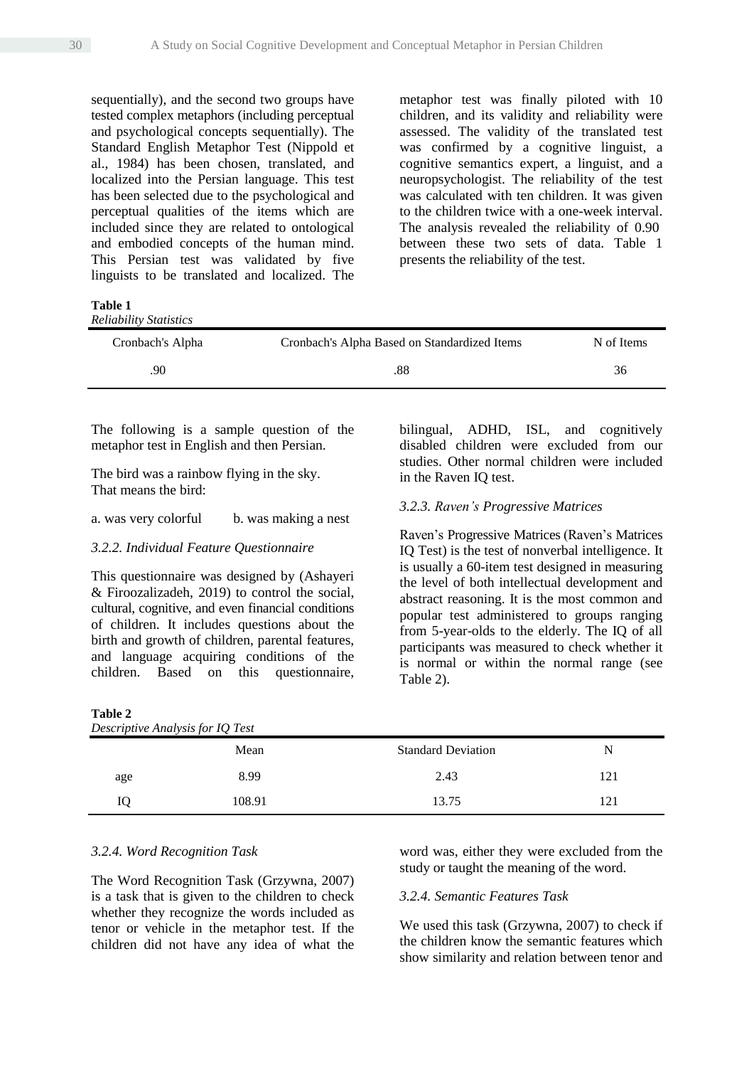sequentially), and the second two groups have tested complex metaphors (including perceptual and psychological concepts sequentially). The Standard English Metaphor Test (Nippold et al., 1984) has been chosen, translated, and localized into the Persian language. This test has been selected due to the psychological and perceptual qualities of the items which are included since they are related to ontological and embodied concepts of the human mind. This Persian test was validated by five linguists to be translated and localized. The metaphor test was finally piloted with 10 children, and its validity and reliability were assessed. The validity of the translated test was confirmed by a cognitive linguist, a cognitive semantics expert, a linguist, and a neuropsychologist. The reliability of the test was calculated with ten children. It was given to the children twice with a one-week interval. The analysis revealed the reliability of 0.90 between these two sets of data. Table 1 presents the reliability of the test.

**Table 1**
*Reliability Statistics*

| Cronbach's Alpha | Cronbach's Alpha Based on Standardized Items | N of Items |
|---|---|---|
| .90 | .88 | 36 |

The following is a sample question of the metaphor test in English and then Persian.

The bird was a rainbow flying in the sky.
That means the bird:

a. was very colorful  b. was making a nest

### 3.2.2. Individual Feature Questionnaire

This questionnaire was designed by (Ashayeri & Firoozalizadeh, 2019) to control the social, cultural, cognitive, and even financial conditions of children. It includes questions about the birth and growth of children, parental features, and language acquiring conditions of the children. Based on this questionnaire, bilingual, ADHD, ISL, and cognitively disabled children were excluded from our studies. Other normal children were included in the Raven IQ test.

### 3.2.3. Raven's Progressive Matrices

Raven's Progressive Matrices (Raven's Matrices IQ Test) is the test of nonverbal intelligence. It is usually a 60-item test designed in measuring the level of both intellectual development and abstract reasoning. It is the most common and popular test administered to groups ranging from 5-year-olds to the elderly. The IQ of all participants was measured to check whether it is normal or within the normal range (see Table 2).

**Table 2**
*Descriptive Analysis for IQ Test*

| | Mean | Standard Deviation | N |
|---|---|---|---|
| age | 8.99 | 2.43 | 121 |
| IQ | 108.91 | 13.75 | 121 |

### 3.2.4. Word Recognition Task

The Word Recognition Task (Grzywna, 2007) is a task that is given to the children to check whether they recognize the words included as tenor or vehicle in the metaphor test. If the children did not have any idea of what the word was, either they were excluded from the study or taught the meaning of the word.

### 3.2.4. Semantic Features Task

We used this task (Grzywna, 2007) to check if the children know the semantic features which show similarity and relation between tenor and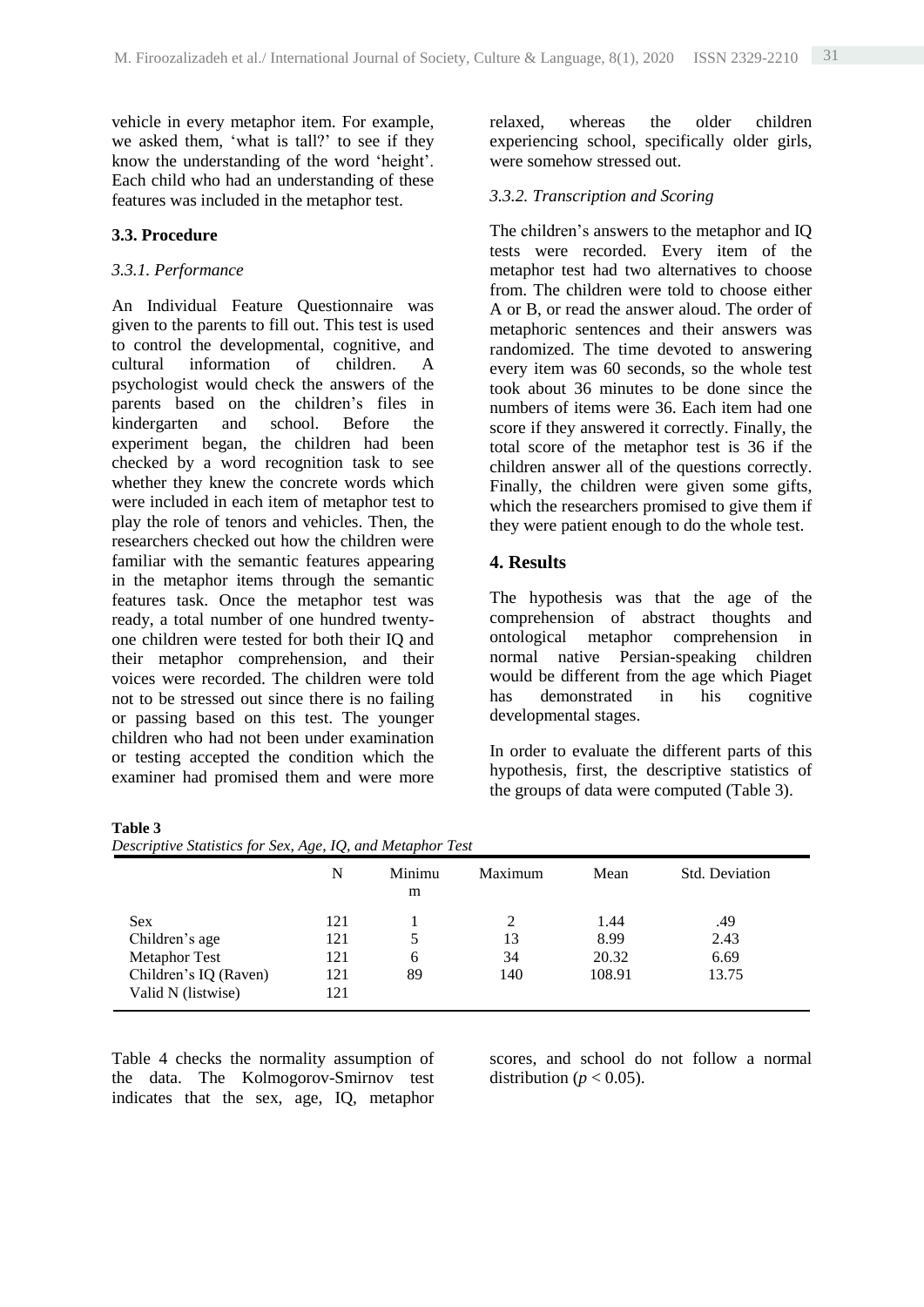vehicle in every metaphor item. For example, we asked them, 'what is tall?' to see if they know the understanding of the word 'height'. Each child who had an understanding of these features was included in the metaphor test.

### 3.3. Procedure

#### *3.3.1. Performance*

An Individual Feature Questionnaire was given to the parents to fill out. This test is used to control the developmental, cognitive, and cultural information of children. A psychologist would check the answers of the parents based on the children's files in kindergarten and school. Before the experiment began, the children had been checked by a word recognition task to see whether they knew the concrete words which were included in each item of metaphor test to play the role of tenors and vehicles. Then, the researchers checked out how the children were familiar with the semantic features appearing in the metaphor items through the semantic features task. Once the metaphor test was ready, a total number of one hundred twenty-one children were tested for both their IQ and their metaphor comprehension, and their voices were recorded. The children were told not to be stressed out since there is no failing or passing based on this test. The younger children who had not been under examination or testing accepted the condition which the examiner had promised them and were more relaxed, whereas the older children experiencing school, specifically older girls, were somehow stressed out.

#### *3.3.2. Transcription and Scoring*

The children's answers to the metaphor and IQ tests were recorded. Every item of the metaphor test had two alternatives to choose from. The children were told to choose either A or B, or read the answer aloud. The order of metaphoric sentences and their answers was randomized. The time devoted to answering every item was 60 seconds, so the whole test took about 36 minutes to be done since the numbers of items were 36. Each item had one score if they answered it correctly. Finally, the total score of the metaphor test is 36 if the children answer all of the questions correctly. Finally, the children were given some gifts, which the researchers promised to give them if they were patient enough to do the whole test.

## 4. Results

The hypothesis was that the age of the comprehension of abstract thoughts and ontological metaphor comprehension in normal native Persian-speaking children would be different from the age which Piaget has demonstrated in his cognitive developmental stages.

In order to evaluate the different parts of this hypothesis, first, the descriptive statistics of the groups of data were computed (Table 3).

**Table 3**
*Descriptive Statistics for Sex, Age, IQ, and Metaphor Test*

| | N | Minimum | Maximum | Mean | Std. Deviation |
|---|---|---|---|---|---|
| Sex | 121 | 1 | 2 | 1.44 | .49 |
| Children's age | 121 | 5 | 13 | 8.99 | 2.43 |
| Metaphor Test | 121 | 6 | 34 | 20.32 | 6.69 |
| Children's IQ (Raven) | 121 | 89 | 140 | 108.91 | 13.75 |
| Valid N (listwise) | 121 | | | | |

Table 4 checks the normality assumption of the data. The Kolmogorov-Smirnov test indicates that the sex, age, IQ, metaphor scores, and school do not follow a normal distribution ($p < 0.05$).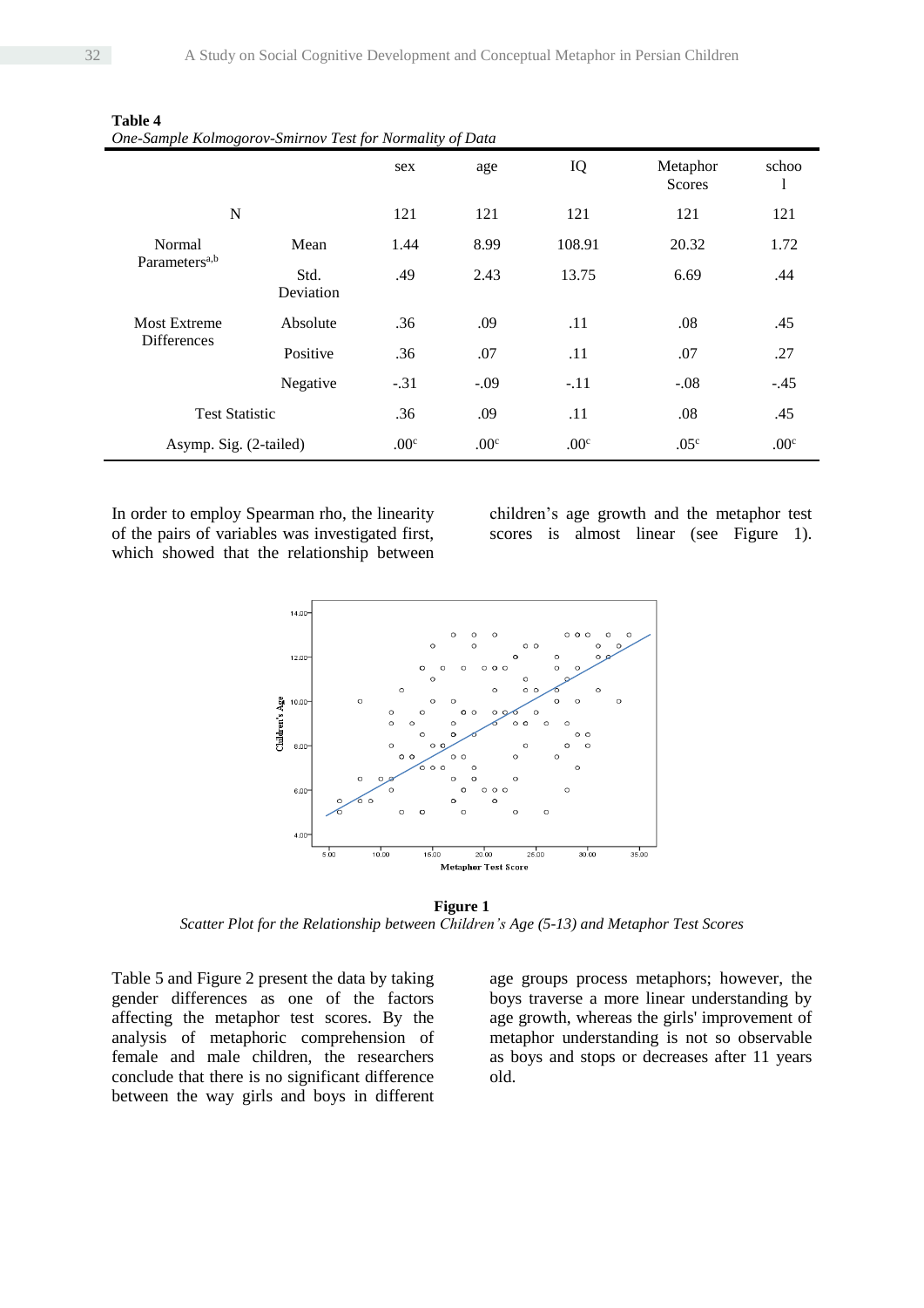**Table 4**
*One-Sample Kolmogorov-Smirnov Test for Normality of Data*

| | | sex | age | IQ | Metaphor Scores | school |
|---|---|---|---|---|---|---|
| N | | 121 | 121 | 121 | 121 | 121 |
| Normal Parameters[a,b] | Mean | 1.44 | 8.99 | 108.91 | 20.32 | 1.72 |
| | Std. Deviation | .49 | 2.43 | 13.75 | 6.69 | .44 |
| Most Extreme Differences | Absolute | .36 | .09 | .11 | .08 | .45 |
| | Positive | .36 | .07 | .11 | .07 | .27 |
| | Negative | -.31 | -.09 | -.11 | -.08 | -.45 |
| Test Statistic | | .36 | .09 | .11 | .08 | .45 |
| Asymp. Sig. (2-tailed) | | .00[c] | .00[c] | .00[c] | .05[c] | .00[c] |

In order to employ Spearman rho, the linearity of the pairs of variables was investigated first, which showed that the relationship between children's age growth and the metaphor test scores is almost linear (see Figure 1).

**Figure 1**
*Scatter Plot for the Relationship between Children's Age (5-13) and Metaphor Test Scores*

Table 5 and Figure 2 present the data by taking gender differences as one of the factors affecting the metaphor test scores. By the analysis of metaphoric comprehension of female and male children, the researchers conclude that there is no significant difference between the way girls and boys in different age groups process metaphors; however, the boys traverse a more linear understanding by age growth, whereas the girls' improvement of metaphor understanding is not so observable as boys and stops or decreases after 11 years old.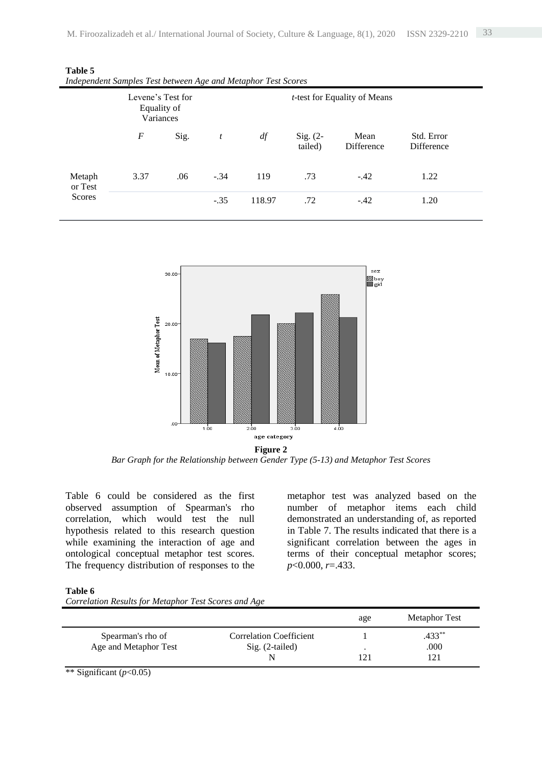**Table 5**
*Independent Samples Test between Age and Metaphor Test Scores*

| | Levene's Test for Equality of Variances | | *t*-test for Equality of Means | | | | |
|---|---|---|---|---|---|---|---|
| | *F* | Sig. | *t* | *df* | Sig. (2-tailed) | Mean Difference | Std. Error Difference |
| Metaphor Test Scores | 3.37 | .06 | -.34 | 119 | .73 | -.42 | 1.22 |
| | | | -.35 | 118.97 | .72 | -.42 | 1.20 |

**Figure 2**
*Bar Graph for the Relationship between Gender Type (5-13) and Metaphor Test Scores*

Table 6 could be considered as the first observed assumption of Spearman's rho correlation, which would test the null hypothesis related to this research question while examining the interaction of age and ontological conceptual metaphor test scores. The frequency distribution of responses to the metaphor test was analyzed based on the number of metaphor items each child demonstrated an understanding of, as reported in Table 7. The results indicated that there is a significant correlation between the ages in terms of their conceptual metaphor scores; $p<0.000$, $r=.433$.

**Table 6**
*Correlation Results for Metaphor Test Scores and Age*

| | | age | Metaphor Test |
|---|---|---|---|
| Spearman's rho of Age and Metaphor Test | Correlation Coefficient | 1 | .433** |
| | Sig. (2-tailed) | . | .000 |
| | N | 121 | 121 |

** Significant ($p<0.05$)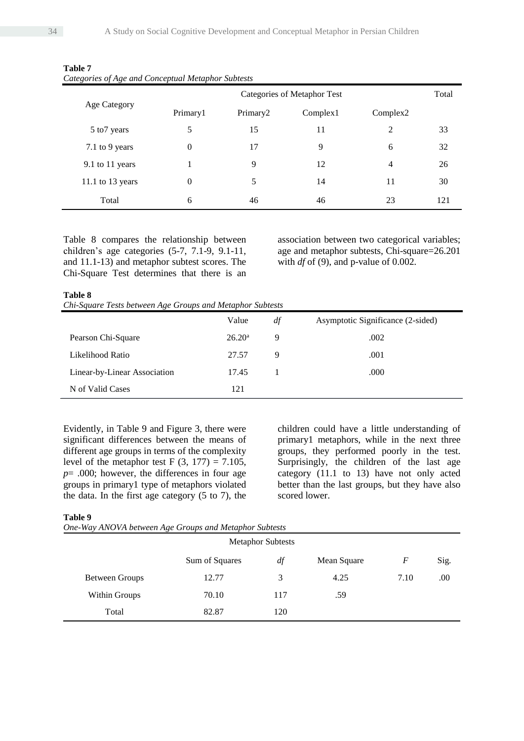**Table 7**

*Categories of Age and Conceptual Metaphor Subtests*

| Age Category | Categories of Metaphor Test | | | | Total |
|---|---|---|---|---|---|
| | Primary1 | Primary2 | Complex1 | Complex2 | |
| 5 to7 years | 5 | 15 | 11 | 2 | 33 |
| 7.1 to 9 years | 0 | 17 | 9 | 6 | 32 |
| 9.1 to 11 years | 1 | 9 | 12 | 4 | 26 |
| 11.1 to 13 years | 0 | 5 | 14 | 11 | 30 |
| Total | 6 | 46 | 46 | 23 | 121 |

Table 8 compares the relationship between children's age categories (5-7, 7.1-9, 9.1-11, and 11.1-13) and metaphor subtest scores. The Chi-Square Test determines that there is an association between two categorical variables; age and metaphor subtests, Chi-square=26.201 with *df* of (9), and p-value of 0.002.

**Table 8**

*Chi-Square Tests between Age Groups and Metaphor Subtests*

| | Value | *df* | Asymptotic Significance (2-sided) |
|---|---|---|---|
| Pearson Chi-Square | 26.20[a] | 9 | .002 |
| Likelihood Ratio | 27.57 | 9 | .001 |
| Linear-by-Linear Association | 17.45 | 1 | .000 |
| N of Valid Cases | 121 | | |

Evidently, in Table 9 and Figure 3, there were significant differences between the means of different age groups in terms of the complexity level of the metaphor test F (3, 177) = 7.105, *p*= .000; however, the differences in four age groups in primary1 type of metaphors violated the data. In the first age category (5 to 7), the children could have a little understanding of primary1 metaphors, while in the next three groups, they performed poorly in the test. Surprisingly, the children of the last age category (11.1 to 13) have not only acted better than the last groups, but they have also scored lower.

**Table 9**

*One-Way ANOVA between Age Groups and Metaphor Subtests*

| | Metaphor Subtests | | | | |
|---|---|---|---|---|---|
| | Sum of Squares | *df* | Mean Square | *F* | Sig. |
| Between Groups | 12.77 | 3 | 4.25 | 7.10 | .00 |
| Within Groups | 70.10 | 117 | .59 | | |
| Total | 82.87 | 120 | | | |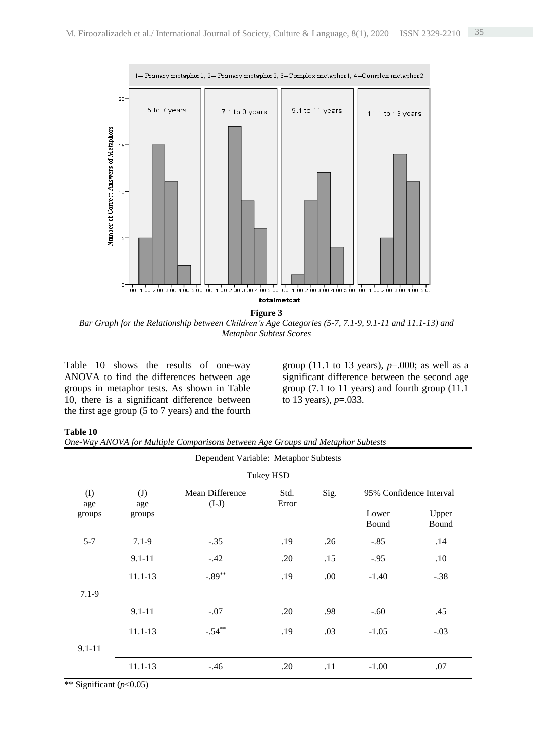**Figure 3**

*Bar Graph for the Relationship between Children's Age Categories (5-7, 7.1-9, 9.1-11 and 11.1-13) and Metaphor Subtest Scores*

Table 10 shows the results of one-way ANOVA to find the differences between age groups in metaphor tests. As shown in Table 10, there is a significant difference between the first age group (5 to 7 years) and the fourth group (11.1 to 13 years), *p*=.000; as well as a significant difference between the second age group (7.1 to 11 years) and fourth group (11.1 to 13 years), *p*=.033.

**Table 10**

*One-Way ANOVA for Multiple Comparisons between Age Groups and Metaphor Subtests*

Dependent Variable: Metaphor Subtests

Tukey HSD

| (I) age groups | (J) age groups | Mean Difference (I-J) | Std. Error | Sig. | 95% Confidence Interval | |
|---|---|---|---|---|---|---|
| | | | | | Lower Bound | Upper Bound |
| 5-7 | 7.1-9 | -.35 | .19 | .26 | -.85 | .14 |
| | 9.1-11 | -.42 | .20 | .15 | -.95 | .10 |
| | 11.1-13 | -.89** | .19 | .00 | -1.40 | -.38 |
| 7.1-9 | | | | | | |
| | 9.1-11 | -.07 | .20 | .98 | -.60 | .45 |
| | 11.1-13 | -.54** | .19 | .03 | -1.05 | -.03 |
| 9.1-11 | | | | | | |
| | 11.1-13 | -.46 | .20 | .11 | -1.00 | .07 |

** Significant ($p$<0.05)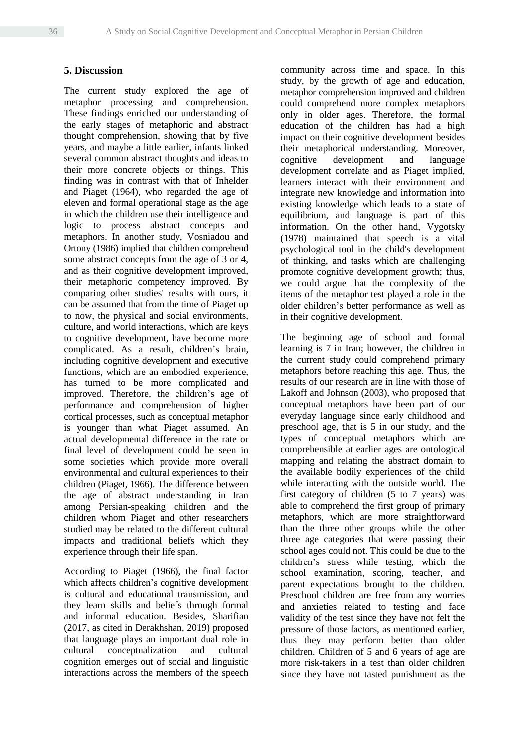## 5. Discussion

The current study explored the age of metaphor processing and comprehension. These findings enriched our understanding of the early stages of metaphoric and abstract thought comprehension, showing that by five years, and maybe a little earlier, infants linked several common abstract thoughts and ideas to their more concrete objects or things. This finding was in contrast with that of Inhelder and Piaget (1964), who regarded the age of eleven and formal operational stage as the age in which the children use their intelligence and logic to process abstract concepts and metaphors. In another study, Vosniadou and Ortony (1986) implied that children comprehend some abstract concepts from the age of 3 or 4, and as their cognitive development improved, their metaphoric competency improved. By comparing other studies' results with ours, it can be assumed that from the time of Piaget up to now, the physical and social environments, culture, and world interactions, which are keys to cognitive development, have become more complicated. As a result, children's brain, including cognitive development and executive functions, which are an embodied experience, has turned to be more complicated and improved. Therefore, the children's age of performance and comprehension of higher cortical processes, such as conceptual metaphor is younger than what Piaget assumed. An actual developmental difference in the rate or final level of development could be seen in some societies which provide more overall environmental and cultural experiences to their children (Piaget, 1966). The difference between the age of abstract understanding in Iran among Persian-speaking children and the children whom Piaget and other researchers studied may be related to the different cultural impacts and traditional beliefs which they experience through their life span.

According to Piaget (1966), the final factor which affects children's cognitive development is cultural and educational transmission, and they learn skills and beliefs through formal and informal education. Besides, Sharifian (2017, as cited in Derakhshan, 2019) proposed that language plays an important dual role in cultural conceptualization and cultural cognition emerges out of social and linguistic interactions across the members of the speech community across time and space. In this study, by the growth of age and education, metaphor comprehension improved and children could comprehend more complex metaphors only in older ages. Therefore, the formal education of the children has had a high impact on their cognitive development besides their metaphorical understanding. Moreover, cognitive development and language development correlate and as Piaget implied, learners interact with their environment and integrate new knowledge and information into existing knowledge which leads to a state of equilibrium, and language is part of this information. On the other hand, Vygotsky (1978) maintained that speech is a vital psychological tool in the child's development of thinking, and tasks which are challenging promote cognitive development growth; thus, we could argue that the complexity of the items of the metaphor test played a role in the older children's better performance as well as in their cognitive development.

The beginning age of school and formal learning is 7 in Iran; however, the children in the current study could comprehend primary metaphors before reaching this age. Thus, the results of our research are in line with those of Lakoff and Johnson (2003), who proposed that conceptual metaphors have been part of our everyday language since early childhood and preschool age, that is 5 in our study, and the types of conceptual metaphors which are comprehensible at earlier ages are ontological mapping and relating the abstract domain to the available bodily experiences of the child while interacting with the outside world. The first category of children (5 to 7 years) was able to comprehend the first group of primary metaphors, which are more straightforward than the three other groups while the other three age categories that were passing their school ages could not. This could be due to the children's stress while testing, which the school examination, scoring, teacher, and parent expectations brought to the children. Preschool children are free from any worries and anxieties related to testing and face validity of the test since they have not felt the pressure of those factors, as mentioned earlier, thus they may perform better than older children. Children of 5 and 6 years of age are more risk-takers in a test than older children since they have not tasted punishment as the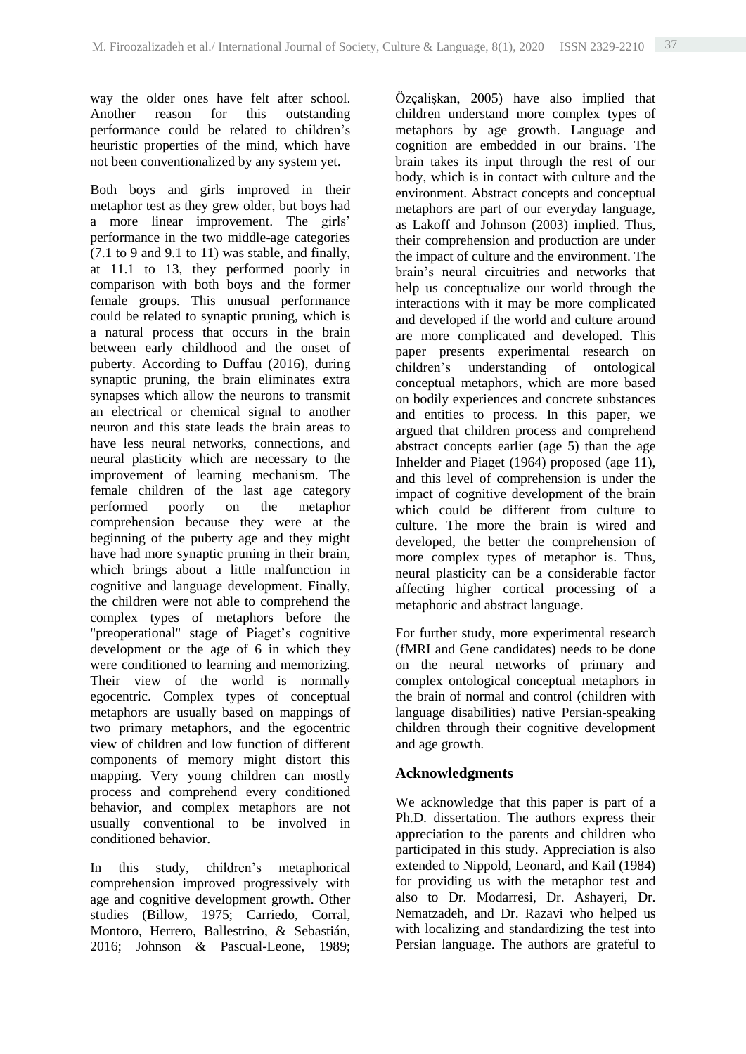way the older ones have felt after school. Another reason for this outstanding performance could be related to children's heuristic properties of the mind, which have not been conventionalized by any system yet.

Both boys and girls improved in their metaphor test as they grew older, but boys had a more linear improvement. The girls' performance in the two middle-age categories (7.1 to 9 and 9.1 to 11) was stable, and finally, at 11.1 to 13, they performed poorly in comparison with both boys and the former female groups. This unusual performance could be related to synaptic pruning, which is a natural process that occurs in the brain between early childhood and the onset of puberty. According to Duffau (2016), during synaptic pruning, the brain eliminates extra synapses which allow the neurons to transmit an electrical or chemical signal to another neuron and this state leads the brain areas to have less neural networks, connections, and neural plasticity which are necessary to the improvement of learning mechanism. The female children of the last age category performed poorly on the metaphor comprehension because they were at the beginning of the puberty age and they might have had more synaptic pruning in their brain, which brings about a little malfunction in cognitive and language development. Finally, the children were not able to comprehend the complex types of metaphors before the "preoperational" stage of Piaget's cognitive development or the age of 6 in which they were conditioned to learning and memorizing. Their view of the world is normally egocentric. Complex types of conceptual metaphors are usually based on mappings of two primary metaphors, and the egocentric view of children and low function of different components of memory might distort this mapping. Very young children can mostly process and comprehend every conditioned behavior, and complex metaphors are not usually conventional to be involved in conditioned behavior.

In this study, children's metaphorical comprehension improved progressively with age and cognitive development growth. Other studies (Billow, 1975; Carriedo, Corral, Montoro, Herrero, Ballestrino, & Sebastián, 2016; Johnson & Pascual-Leone, 1989; Özçalişkan, 2005) have also implied that children understand more complex types of metaphors by age growth. Language and cognition are embedded in our brains. The brain takes its input through the rest of our body, which is in contact with culture and the environment. Abstract concepts and conceptual metaphors are part of our everyday language, as Lakoff and Johnson (2003) implied. Thus, their comprehension and production are under the impact of culture and the environment. The brain's neural circuitries and networks that help us conceptualize our world through the interactions with it may be more complicated and developed if the world and culture around are more complicated and developed. This paper presents experimental research on children's understanding of ontological conceptual metaphors, which are more based on bodily experiences and concrete substances and entities to process. In this paper, we argued that children process and comprehend abstract concepts earlier (age 5) than the age Inhelder and Piaget (1964) proposed (age 11), and this level of comprehension is under the impact of cognitive development of the brain which could be different from culture to culture. The more the brain is wired and developed, the better the comprehension of more complex types of metaphor is. Thus, neural plasticity can be a considerable factor affecting higher cortical processing of a metaphoric and abstract language.

For further study, more experimental research (fMRI and Gene candidates) needs to be done on the neural networks of primary and complex ontological conceptual metaphors in the brain of normal and control (children with language disabilities) native Persian-speaking children through their cognitive development and age growth.

## Acknowledgments

We acknowledge that this paper is part of a Ph.D. dissertation. The authors express their appreciation to the parents and children who participated in this study. Appreciation is also extended to Nippold, Leonard, and Kail (1984) for providing us with the metaphor test and also to Dr. Modarresi, Dr. Ashayeri, Dr. Nematzadeh, and Dr. Razavi who helped us with localizing and standardizing the test into Persian language. The authors are grateful to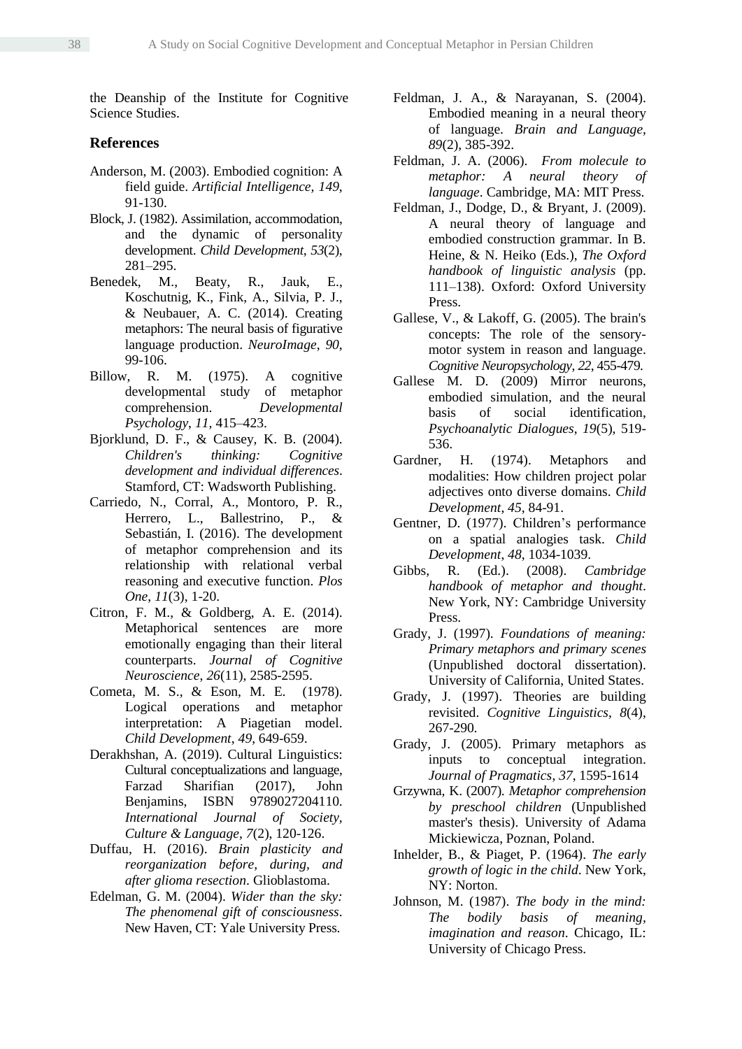the Deanship of the Institute for Cognitive Science Studies.

## References

Anderson, M. (2003). Embodied cognition: A field guide. *Artificial Intelligence, 149*, 91-130.

Block, J. (1982). Assimilation, accommodation, and the dynamic of personality development. *Child Development, 53*(2), 281–295.

Benedek, M., Beaty, R., Jauk, E., Koschutnig, K., Fink, A., Silvia, P. J., & Neubauer, A. C. (2014). Creating metaphors: The neural basis of figurative language production. *NeuroImage*, *90*, 99-106.

Billow, R. M. (1975). A cognitive developmental study of metaphor comprehension. *Developmental Psychology*, *11*, 415–423.

Bjorklund, D. F., & Causey, K. B. (2004). *Children's thinking: Cognitive development and individual differences*. Stamford, CT: Wadsworth Publishing.

Carriedo, N., Corral, A., Montoro, P. R., Herrero, L., Ballestrino, P., & Sebastián, I. (2016). The development of metaphor comprehension and its relationship with relational verbal reasoning and executive function. *Plos One*, *11*(3), 1-20.

Citron, F. M., & Goldberg, A. E. (2014). Metaphorical sentences are more emotionally engaging than their literal counterparts. *Journal of Cognitive Neuroscience*, *26*(11), 2585-2595.

Cometa, M. S., & Eson, M. E. (1978). Logical operations and metaphor interpretation: A Piagetian model. *Child Development*, *49*, 649-659.

Derakhshan, A. (2019). Cultural Linguistics: Cultural conceptualizations and language, Farzad Sharifian (2017), John Benjamins, ISBN 9789027204110. *International Journal of Society, Culture & Language*, *7*(2), 120-126.

Duffau, H. (2016). *Brain plasticity and reorganization before, during, and after glioma resection*. Glioblastoma.

Edelman, G. M. (2004). *Wider than the sky: The phenomenal gift of consciousness*. New Haven, CT: Yale University Press.

Feldman, J. A., & Narayanan, S. (2004). Embodied meaning in a neural theory of language. *Brain and Language, 89*(2), 385-392.

Feldman, J. A. (2006). *From molecule to metaphor: A neural theory of language*. Cambridge, MA: MIT Press.

Feldman, J., Dodge, D., & Bryant, J. (2009). A neural theory of language and embodied construction grammar. In B. Heine, & N. Heiko (Eds.), *The Oxford handbook of linguistic analysis* (pp. 111–138). Oxford: Oxford University Press.

Gallese, V., & Lakoff, G. (2005). The brain's concepts: The role of the sensory-motor system in reason and language. *Cognitive Neuropsychology, 22*, 455-479.

Gallese M. D. (2009) Mirror neurons, embodied simulation, and the neural basis of social identification, *Psychoanalytic Dialogues*, *19*(5), 519-536.

Gardner, H. (1974). Metaphors and modalities: How children project polar adjectives onto diverse domains. *Child Development*, *45*, 84-91.

Gentner, D. (1977). Children's performance on a spatial analogies task. *Child Development*, *48*, 1034-1039.

Gibbs, R. (Ed.). (2008). *Cambridge handbook of metaphor and thought*. New York, NY: Cambridge University Press.

Grady, J. (1997). *Foundations of meaning: Primary metaphors and primary scenes* (Unpublished doctoral dissertation). University of California, United States.

Grady, J. (1997). Theories are building revisited. *Cognitive Linguistics*, *8*(4), 267-290.

Grady, J. (2005). Primary metaphors as inputs to conceptual integration. *Journal of Pragmatics, 37*, 1595-1614

Grzywna, K. (2007). *Metaphor comprehension by preschool children* (Unpublished master's thesis). University of Adama Mickiewicza, Poznan, Poland.

Inhelder, B., & Piaget, P. (1964). *The early growth of logic in the child*. New York, NY: Norton.

Johnson, M. (1987). *The body in the mind: The bodily basis of meaning, imagination and reason*. Chicago, IL: University of Chicago Press.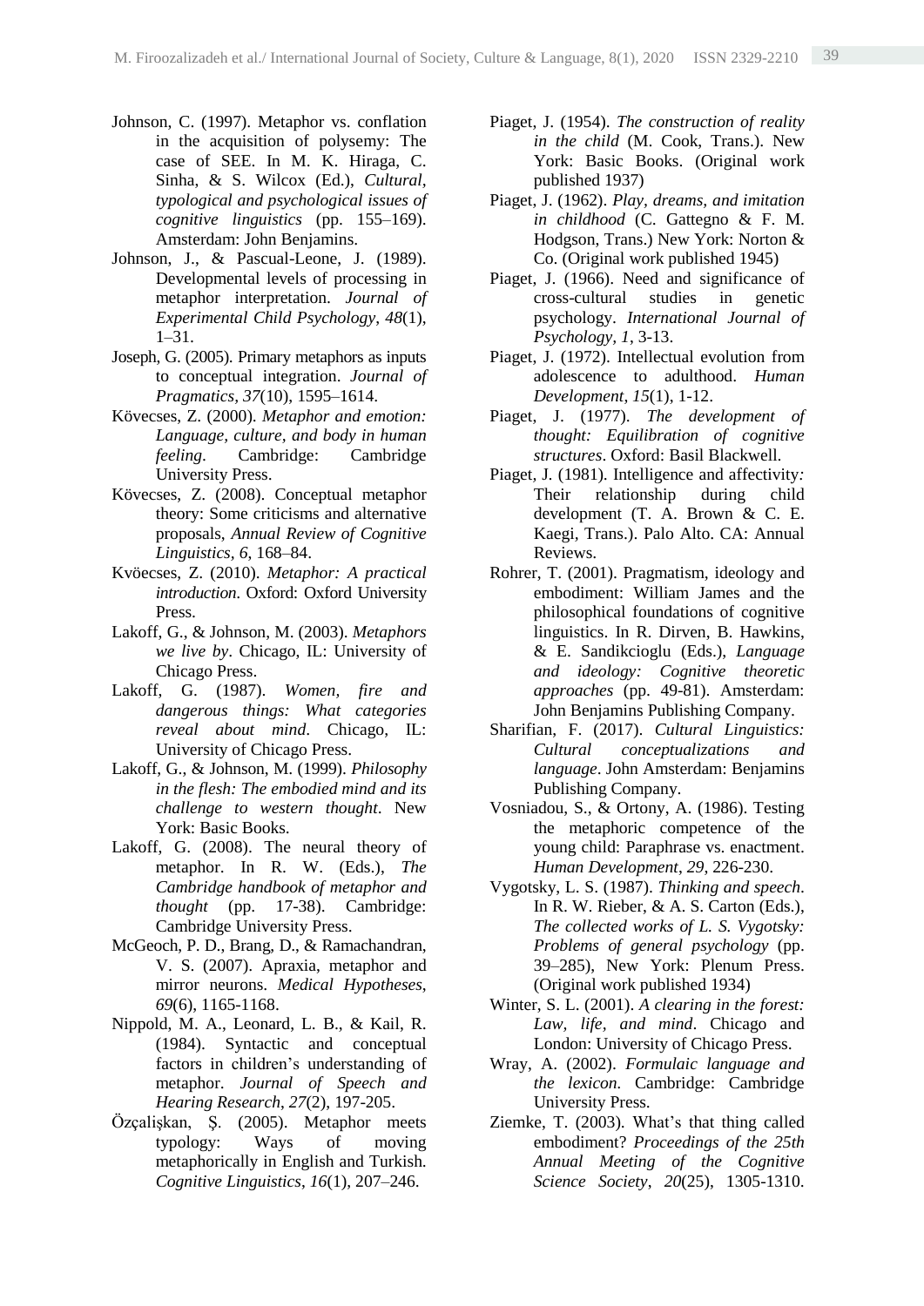Johnson, C. (1997). Metaphor vs. conflation in the acquisition of polysemy: The case of SEE. In M. K. Hiraga, C. Sinha, & S. Wilcox (Ed.), *Cultural, typological and psychological issues of cognitive linguistics* (pp. 155–169). Amsterdam: John Benjamins.

Johnson, J., & Pascual-Leone, J. (1989). Developmental levels of processing in metaphor interpretation. *Journal of Experimental Child Psychology*, *48*(1), 1–31.

Joseph, G. (2005). Primary metaphors as inputs to conceptual integration. *Journal of Pragmatics*, *37*(10), 1595–1614.

Kövecses, Z. (2000). *Metaphor and emotion: Language, culture, and body in human feeling*. Cambridge: Cambridge University Press.

Kövecses, Z. (2008). Conceptual metaphor theory: Some criticisms and alternative proposals, *Annual Review of Cognitive Linguistics*, *6*, 168–84.

Kvöecses, Z. (2010). *Metaphor: A practical introduction*. Oxford: Oxford University Press.

Lakoff, G., & Johnson, M. (2003). *Metaphors we live by*. Chicago, IL: University of Chicago Press.

Lakoff, G. (1987). *Women, fire and dangerous things: What categories reveal about mind*. Chicago, IL: University of Chicago Press.

Lakoff, G., & Johnson, M. (1999). *Philosophy in the flesh: The embodied mind and its challenge to western thought*. New York: Basic Books.

Lakoff, G. (2008). The neural theory of metaphor. In R. W. (Eds.), *The Cambridge handbook of metaphor and thought* (pp. 17-38). Cambridge: Cambridge University Press.

McGeoch, P. D., Brang, D., & Ramachandran, V. S. (2007). Apraxia, metaphor and mirror neurons. *Medical Hypotheses*, *69*(6), 1165-1168.

Nippold, M. A., Leonard, L. B., & Kail, R. (1984). Syntactic and conceptual factors in children's understanding of metaphor. *Journal of Speech and Hearing Research*, *27*(2), 197-205.

Özçalişkan, Ş. (2005). Metaphor meets typology: Ways of moving metaphorically in English and Turkish. *Cognitive Linguistics*, *16*(1), 207–246.

Piaget, J. (1954). *The construction of reality in the child* (M. Cook, Trans.). New York: Basic Books. (Original work published 1937)

Piaget, J. (1962). *Play, dreams, and imitation in childhood* (C. Gattegno & F. M. Hodgson, Trans.) New York: Norton & Co. (Original work published 1945)

Piaget, J. (1966). Need and significance of cross-cultural studies in genetic psychology. *International Journal of Psychology*, *1*, 3-13.

Piaget, J. (1972). Intellectual evolution from adolescence to adulthood. *Human Development*, *15*(1), 1-12.

Piaget, J. (1977). *The development of thought: Equilibration of cognitive structures*. Oxford: Basil Blackwell.

Piaget, J. (1981). Intelligence and affectivity*:* Their relationship during child development (T. A. Brown & C. E. Kaegi, Trans.). Palo Alto. CA: Annual Reviews.

Rohrer, T. (2001). Pragmatism, ideology and embodiment: William James and the philosophical foundations of cognitive linguistics. In R. Dirven, B. Hawkins, & E. Sandikcioglu (Eds.), *Language and ideology: Cognitive theoretic approaches* (pp. 49-81). Amsterdam: John Benjamins Publishing Company.

Sharifian, F. (2017). *Cultural Linguistics: Cultural conceptualizations and language*. John Amsterdam: Benjamins Publishing Company.

Vosniadou, S., & Ortony, A. (1986). Testing the metaphoric competence of the young child: Paraphrase vs. enactment. *Human Development*, *29*, 226-230.

Vygotsky, L. S. (1987). *Thinking and speech*. In R. W. Rieber, & A. S. Carton (Eds.), *The collected works of L. S. Vygotsky: Problems of general psychology* (pp. 39–285), New York: Plenum Press. (Original work published 1934)

Winter, S. L. (2001). *A clearing in the forest: Law, life, and mind*. Chicago and London: University of Chicago Press.

Wray, A. (2002). *Formulaic language and the lexicon*. Cambridge: Cambridge University Press.

Ziemke, T. (2003). What's that thing called embodiment? *Proceedings of the 25th Annual Meeting of the Cognitive Science Society*, *20*(25), 1305-1310.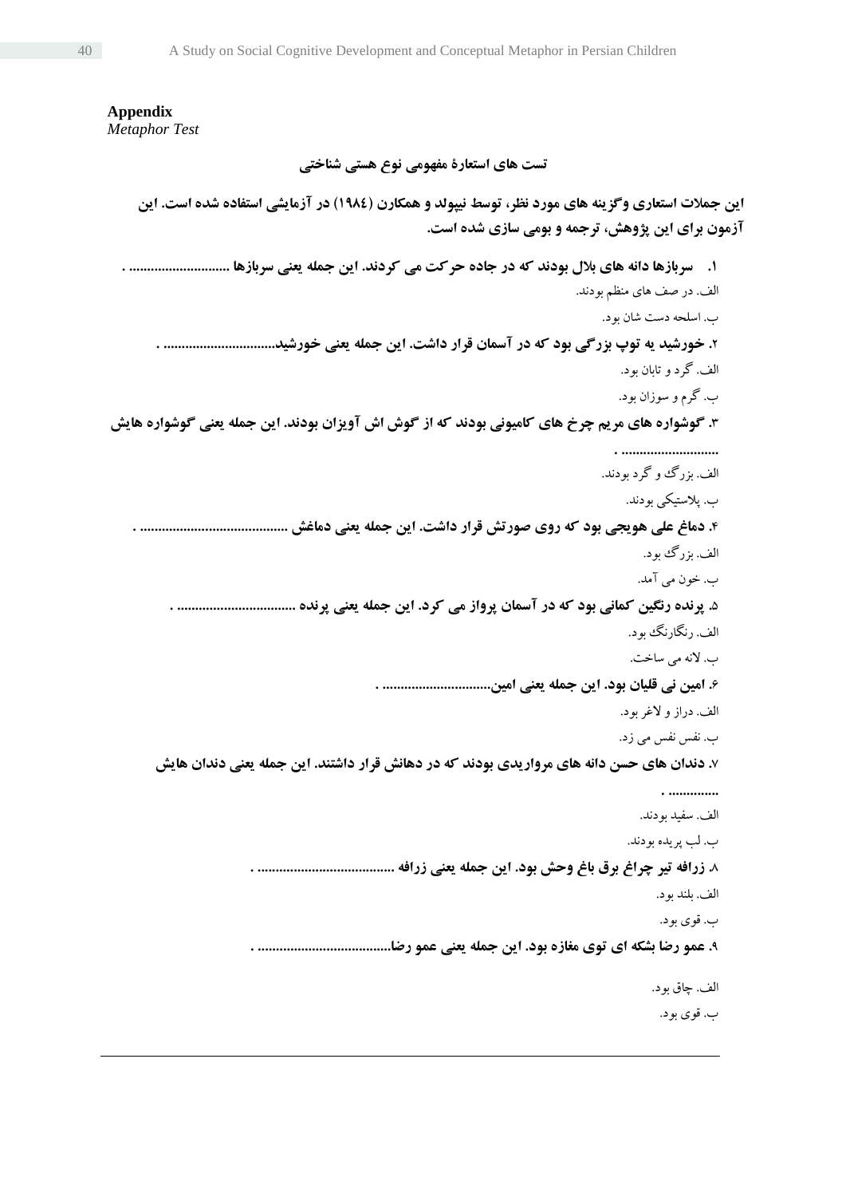**Appendix**

*Metaphor Test*

**تست های استعارهٔ مفهومی نوع هستی شناختی**

**این جملات استعاری وگزینه های مورد نظر، توسط نیپولد و همکارن (۱۹۸٤) در آزمایشی استفاده شده است. این آزمون برای این پژوهش، ترجمه و بومی سازی شده است.**

**۱. سربازها دانه های بلال بودند که در جاده حرکت می کردند. این جمله یعنی سربازها ............................ .**

الف. در صف های منظم بودند.

ب. اسلحه دست شان بود.

**۲. خورشید یه توپ بزرگی بود که در آسمان قرار داشت. این جمله یعنی خورشید............................... .**

الف. گرد و تابان بود.

ب. گرم و سوزان بود.

**۳. گوشواره های مریم چرخ های کامیونی بودند که از گوش اش آویزان بودند. این جمله یعنی گوشواره هایش ........................... .**

الف. بزرگ و گرد بودند.

ب. پلاستیکی بودند.

**۴. دماغ علی هویجی بود که روی صورتش قرار داشت. این جمله یعنی دماغش ........................................ .**

الف. بزرگ بود.

ب. خون می آمد.

**۵. پرنده رنگین کمانی بود که در آسمان پرواز می کرد. این جمله یعنی پرنده ................................ .**

الف. رنگارنگ بود.

ب. لانه می ساخت.

**۶. امین نی قلیان بود. این جمله یعنی امین.............................. .**

الف. دراز و لاغر بود.

ب. نفس نفس می زد.

**۷. دندان های حسن دانه های مرواریدی بودند که در دهانش قرار داشتند. این جمله یعنی دندان هایش .............. .**

الف. سفید بودند.

ب. لب پریده بودند.

**۸. زرافه تیر چراغ برق باغ وحش بود. این جمله یعنی زرافه .................................... .**

الف. بلند بود.

ب. قوی بود.

**۹. عمو رضا بشکه ای توی مغازه بود. این جمله یعنی عمو رضا.................................... .**

الف. چاق بود.

ب. قوی بود.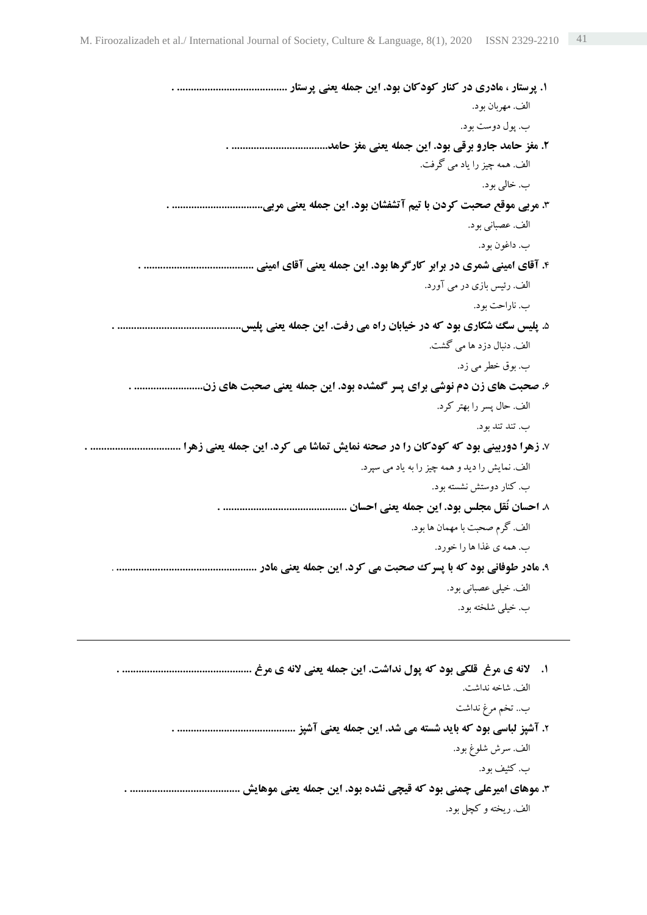**۱. پرستار ، مادری در کنار کودکان بود. این جمله یعنی پرستار ....................................... .**

الف. مهربان بود.

ب. پول دوست بود.

**۲. مغز حامد جارو برقی بود. این جمله یعنی مغز حامد.................................. .**

الف. همه چیز را یاد می گرفت.

ب. خالی بود.

**۳. مربی موقع صحبت کردن با تیم آتشفشان بود. این جمله یعنی مربی................................ .**

الف. عصبانی بود.

ب. داغون بود.

**۴. آقای امینی شمری در برابر کارگرها بود. این جمله یعنی آقای امینی ....................................... .**

الف. رئیس بازی در می آورد.

ب. ناراحت بود.

**۵. پلیس سگ شکاری بود که در خیابان راه می رفت. این جمله یعنی پلیس............................................ .**

الف. دنبال دزد ها می گشت.

ب. بوق خطر می زد.

**۶. صحبت های زن دم نوشی برای پسر گمشده بود. این جمله یعنی صحبت های زن......................... .**

الف. حال پسر را بهتر کرد.

ب. تند تند بود.

**۷. زهرا دوربینی بود که کودکان را در صحنه نمایش تماشا می کرد. این جمله یعنی زهرا ................................ .**

الف. نمایش را دید و همه چیز را به یاد می سپرد.

ب. کنار دوستش نشسته بود.

**۸. احسان نُقل مجلس بود. این جمله یعنی احسان ........................................... .**

الف. گرم صحبت با مهمان ها بود.

ب. همه ی غذا ها را خورد.

**۹. مادر طوفانی بود که با پسرک صحبت می کرد. این جمله یعنی مادر ................................................ .**

الف. خیلی عصبانی بود.

ب. خیلی شلخته بود.

---

**۱. لانه ی مرغ قلکی بود که پول نداشت. این جمله یعنی لانه ی مرغ ............................................. .**

الف. شاخه نداشت.

ب.. تخم مرغ نداشت

**۲. آشپز لباسی بود که باید شسته می شد. این جمله یعنی آشپز ......................................... .**

الف. سرش شلوغ بود.

ب. کثیف بود.

**۳. موهای امیرعلی چمنی بود که قیچی نشده بود. این جمله یعنی موهایش ....................................... .**

الف. ریخته و کچل بود.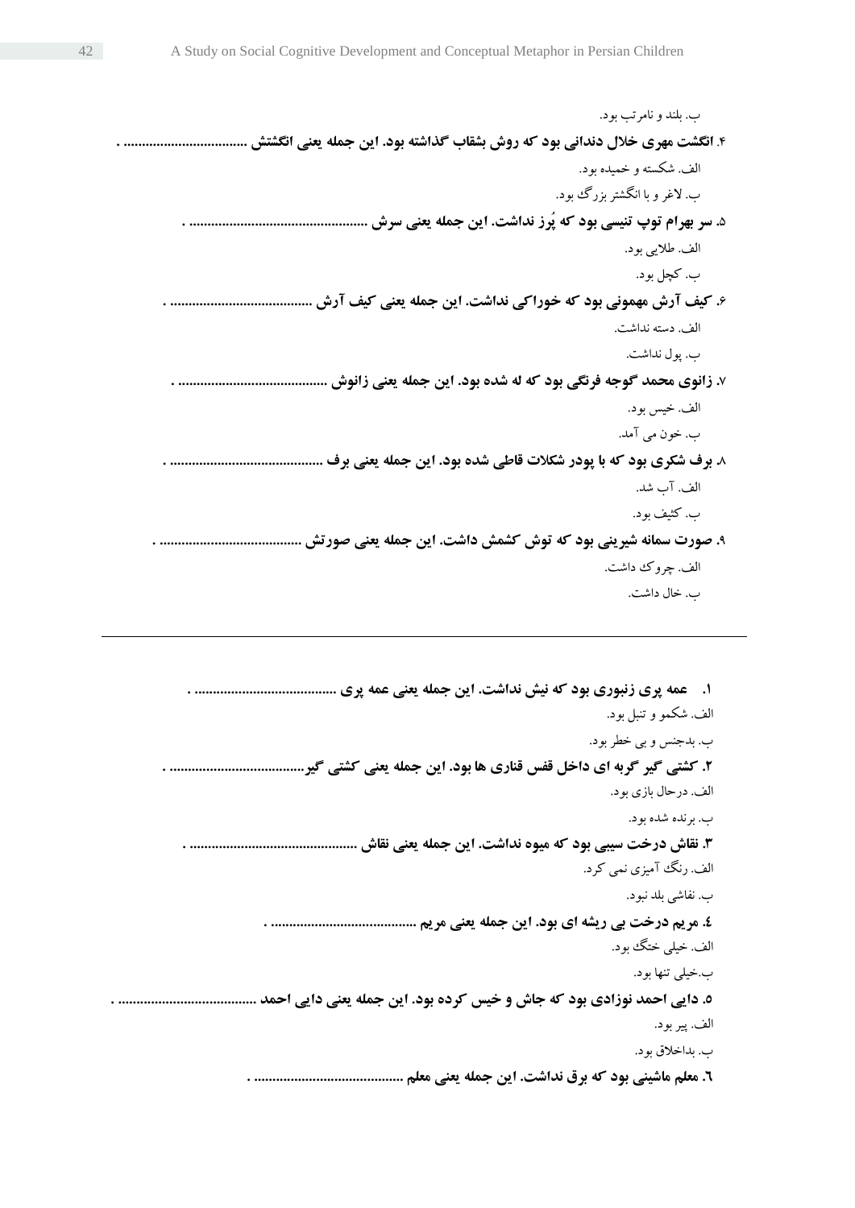ب. بلند و نامرتب بود.

**۴. انگشت مهری خلال دندانی بود که روش بشقاب گذاشته بود. این جمله یعنی انگشتش ................................ .**

الف. شکسته و خمیده بود.

ب. لاغر و با انگشتر بزرگ بود.

**۵. سر بهرام توپ تنیسی بود که پُرز نداشت. این جمله یعنی سرش ................................................ .**

الف. طلایی بود.

ب. کچل بود.

**۶. کیف آرش مهمونی بود که خوراکی نداشت. این جمله یعنی کیف آرش ...................................... .**

الف. دسته نداشت.

ب. پول نداشت.

**۷. زانوی محمد گوجه فرنگی بود که له شده بود. این جمله یعنی زانوش ........................................ .**

الف. خیس بود.

ب. خون می آمد.

**۸. برف شکری بود که با پودر شکلات قاطی شده بود. این جمله یعنی برف ......................................... .**

الف. آب شد.

ب. کثیف بود.

**۹. صورت سمانه شیرینی بود که توش کشمش داشت. این جمله یعنی صورتش ...................................... .**

الف. چروک داشت.

ب. خال داشت.

---

**۱. عمه پری زنبوری بود که نیش نداشت. این جمله یعنی عمه پری ...................................... .**

الف. شکمو و تنبل بود.

ب. بدجنس و بی خطر بود.

**۲. کشتی گیر گربه ای داخل قفس قناری ها بود. این جمله یعنی کشتی گیر.................................... .**

الف. درحال بازی بود.

ب. برنده شده بود.

**۳. نقاش درخت سیبی بود که میوه نداشت. این جمله یعنی نقاش ............................................. .**

الف. رنگ آمیزی نمی کرد.

ب. نقاشی بلد نبود.

**٤. مریم درخت بی ریشه ای بود. این جمله یعنی مریم ....................................... .**

الف. خیلی خنگ بود.

ب.خیلی تنها بود.

**٥. دایی احمد نوزادی بود که جاش و خیس کرده بود. این جمله یعنی دایی احمد ...................................... .**

الف. پیر بود.

ب. بداخلاق بود.

**٦. معلم ماشینی بود که برق نداشت. این جمله یعنی معلم ......................................... .**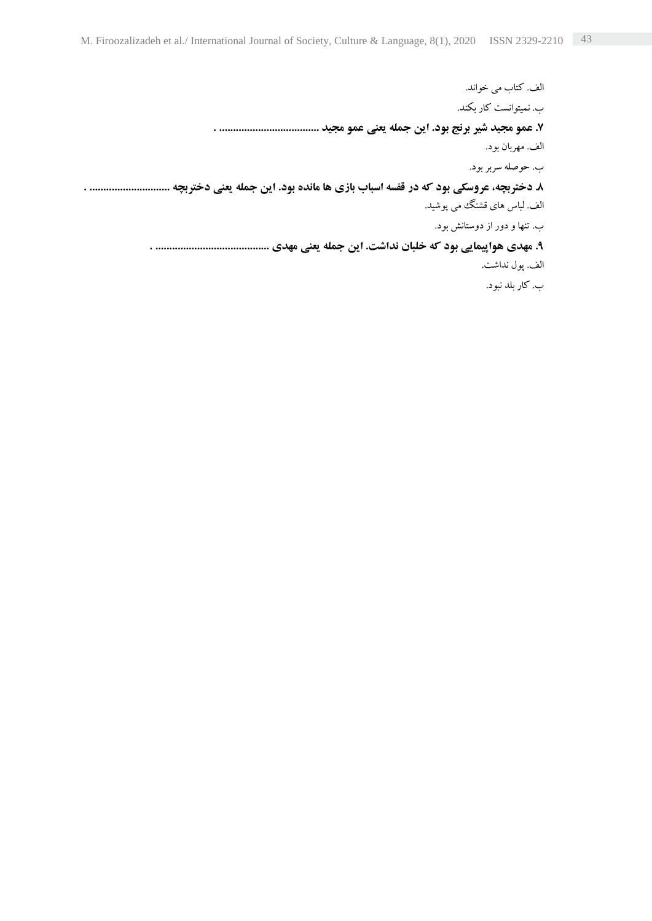الف. کتاب می خواند.

ب. نمیتوانست کار بکند.

**۷. عمو مجید شیر برنج بود. این جمله یعنی عمو مجید .................................. .**

الف. مهربان بود.

ب. حوصله سربر بود.

**۸. دختربچه، عروسکی بود که در قفسه اسباب بازی ها مانده بود. این جمله یعنی دختربچه ............................ .**

الف. لباس های قشنگ می پوشید.

ب. تنها و دور از دوستانش بود.

**۹. مهدی هواپیمایی بود که خلبان نداشت. این جمله یعنی مهدی ...................................... .**

الف. پول نداشت.

ب. کار بلد نبود.